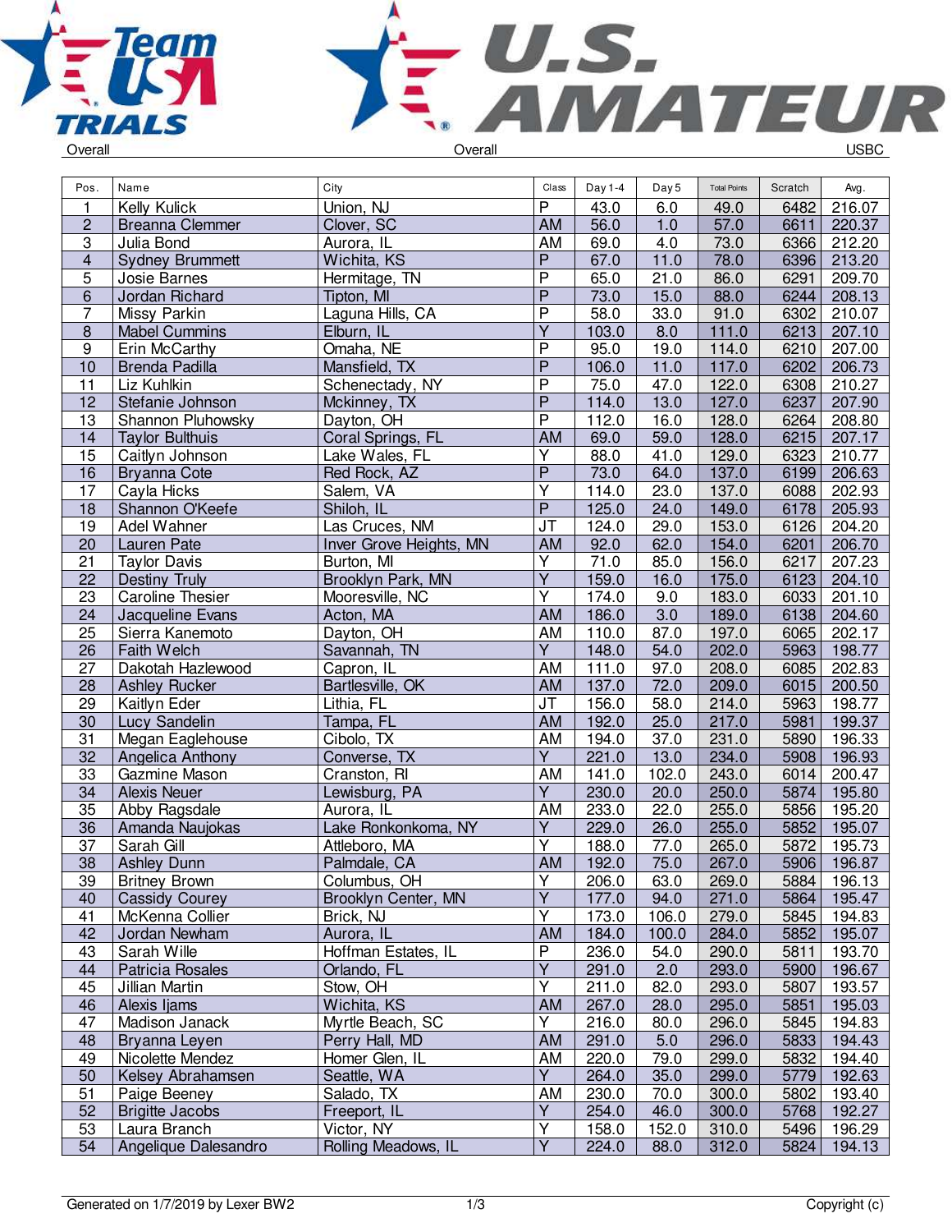Overall — Overall — USBC

| Pos. | Name | City | Class | Day 1-4 | Day 5 | Total Points | Scratch | Avg. |
|---|---|---|---|---|---|---|---|---|
| 1 | Kelly Kulick | Union, NJ | P | 43.0 | 6.0 | 49.0 | 6482 | 216.07 |
| 2 | Breanna Clemmer | Clover, SC | AM | 56.0 | 1.0 | 57.0 | 6611 | 220.37 |
| 3 | Julia Bond | Aurora, IL | AM | 69.0 | 4.0 | 73.0 | 6366 | 212.20 |
| 4 | Sydney Brummett | Wichita, KS | P | 67.0 | 11.0 | 78.0 | 6396 | 213.20 |
| 5 | Josie Barnes | Hermitage, TN | P | 65.0 | 21.0 | 86.0 | 6291 | 209.70 |
| 6 | Jordan Richard | Tipton, MI | P | 73.0 | 15.0 | 88.0 | 6244 | 208.13 |
| 7 | Missy Parkin | Laguna Hills, CA | P | 58.0 | 33.0 | 91.0 | 6302 | 210.07 |
| 8 | Mabel Cummins | Elburn, IL | Y | 103.0 | 8.0 | 111.0 | 6213 | 207.10 |
| 9 | Erin McCarthy | Omaha, NE | P | 95.0 | 19.0 | 114.0 | 6210 | 207.00 |
| 10 | Brenda Padilla | Mansfield, TX | P | 106.0 | 11.0 | 117.0 | 6202 | 206.73 |
| 11 | Liz Kuhlkin | Schenectady, NY | P | 75.0 | 47.0 | 122.0 | 6308 | 210.27 |
| 12 | Stefanie Johnson | Mckinney, TX | P | 114.0 | 13.0 | 127.0 | 6237 | 207.90 |
| 13 | Shannon Pluhowsky | Dayton, OH | P | 112.0 | 16.0 | 128.0 | 6264 | 208.80 |
| 14 | Taylor Bulthuis | Coral Springs, FL | AM | 69.0 | 59.0 | 128.0 | 6215 | 207.17 |
| 15 | Caitlyn Johnson | Lake Wales, FL | Y | 88.0 | 41.0 | 129.0 | 6323 | 210.77 |
| 16 | Bryanna Cote | Red Rock, AZ | P | 73.0 | 64.0 | 137.0 | 6199 | 206.63 |
| 17 | Cayla Hicks | Salem, VA | Y | 114.0 | 23.0 | 137.0 | 6088 | 202.93 |
| 18 | Shannon O'Keefe | Shiloh, IL | P | 125.0 | 24.0 | 149.0 | 6178 | 205.93 |
| 19 | Adel Wahner | Las Cruces, NM | JT | 124.0 | 29.0 | 153.0 | 6126 | 204.20 |
| 20 | Lauren Pate | Inver Grove Heights, MN | AM | 92.0 | 62.0 | 154.0 | 6201 | 206.70 |
| 21 | Taylor Davis | Burton, MI | Y | 71.0 | 85.0 | 156.0 | 6217 | 207.23 |
| 22 | Destiny Truly | Brooklyn Park, MN | Y | 159.0 | 16.0 | 175.0 | 6123 | 204.10 |
| 23 | Caroline Thesier | Mooresville, NC | Y | 174.0 | 9.0 | 183.0 | 6033 | 201.10 |
| 24 | Jacqueline Evans | Acton, MA | AM | 186.0 | 3.0 | 189.0 | 6138 | 204.60 |
| 25 | Sierra Kanemoto | Dayton, OH | AM | 110.0 | 87.0 | 197.0 | 6065 | 202.17 |
| 26 | Faith Welch | Savannah, TN | Y | 148.0 | 54.0 | 202.0 | 5963 | 198.77 |
| 27 | Dakotah Hazlewood | Capron, IL | AM | 111.0 | 97.0 | 208.0 | 6085 | 202.83 |
| 28 | Ashley Rucker | Bartlesville, OK | AM | 137.0 | 72.0 | 209.0 | 6015 | 200.50 |
| 29 | Kaitlyn Eder | Lithia, FL | JT | 156.0 | 58.0 | 214.0 | 5963 | 198.77 |
| 30 | Lucy Sandelin | Tampa, FL | AM | 192.0 | 25.0 | 217.0 | 5981 | 199.37 |
| 31 | Megan Eaglehouse | Cibolo, TX | AM | 194.0 | 37.0 | 231.0 | 5890 | 196.33 |
| 32 | Angelica Anthony | Converse, TX | Y | 221.0 | 13.0 | 234.0 | 5908 | 196.93 |
| 33 | Gazmine Mason | Cranston, RI | AM | 141.0 | 102.0 | 243.0 | 6014 | 200.47 |
| 34 | Alexis Neuer | Lewisburg, PA | Y | 230.0 | 20.0 | 250.0 | 5874 | 195.80 |
| 35 | Abby Ragsdale | Aurora, IL | AM | 233.0 | 22.0 | 255.0 | 5856 | 195.20 |
| 36 | Amanda Naujokas | Lake Ronkonkoma, NY | Y | 229.0 | 26.0 | 255.0 | 5852 | 195.07 |
| 37 | Sarah Gill | Attleboro, MA | Y | 188.0 | 77.0 | 265.0 | 5872 | 195.73 |
| 38 | Ashley Dunn | Palmdale, CA | AM | 192.0 | 75.0 | 267.0 | 5906 | 196.87 |
| 39 | Britney Brown | Columbus, OH | Y | 206.0 | 63.0 | 269.0 | 5884 | 196.13 |
| 40 | Cassidy Courey | Brooklyn Center, MN | Y | 177.0 | 94.0 | 271.0 | 5864 | 195.47 |
| 41 | McKenna Collier | Brick, NJ | Y | 173.0 | 106.0 | 279.0 | 5845 | 194.83 |
| 42 | Jordan Newham | Aurora, IL | AM | 184.0 | 100.0 | 284.0 | 5852 | 195.07 |
| 43 | Sarah Wille | Hoffman Estates, IL | P | 236.0 | 54.0 | 290.0 | 5811 | 193.70 |
| 44 | Patricia Rosales | Orlando, FL | Y | 291.0 | 2.0 | 293.0 | 5900 | 196.67 |
| 45 | Jillian Martin | Stow, OH | Y | 211.0 | 82.0 | 293.0 | 5807 | 193.57 |
| 46 | Alexis Ijams | Wichita, KS | AM | 267.0 | 28.0 | 295.0 | 5851 | 195.03 |
| 47 | Madison Janack | Myrtle Beach, SC | Y | 216.0 | 80.0 | 296.0 | 5845 | 194.83 |
| 48 | Bryanna Leyen | Perry Hall, MD | AM | 291.0 | 5.0 | 296.0 | 5833 | 194.43 |
| 49 | Nicolette Mendez | Homer Glen, IL | AM | 220.0 | 79.0 | 299.0 | 5832 | 194.40 |
| 50 | Kelsey Abrahamsen | Seattle, WA | Y | 264.0 | 35.0 | 299.0 | 5779 | 192.63 |
| 51 | Paige Beeney | Salado, TX | AM | 230.0 | 70.0 | 300.0 | 5802 | 193.40 |
| 52 | Brigitte Jacobs | Freeport, IL | Y | 254.0 | 46.0 | 300.0 | 5768 | 192.27 |
| 53 | Laura Branch | Victor, NY | Y | 158.0 | 152.0 | 310.0 | 5496 | 196.29 |
| 54 | Angelique Dalesandro | Rolling Meadows, IL | Y | 224.0 | 88.0 | 312.0 | 5824 | 194.13 |

Generated on 1/7/2019 by Lexer BW2 — Copyright (c)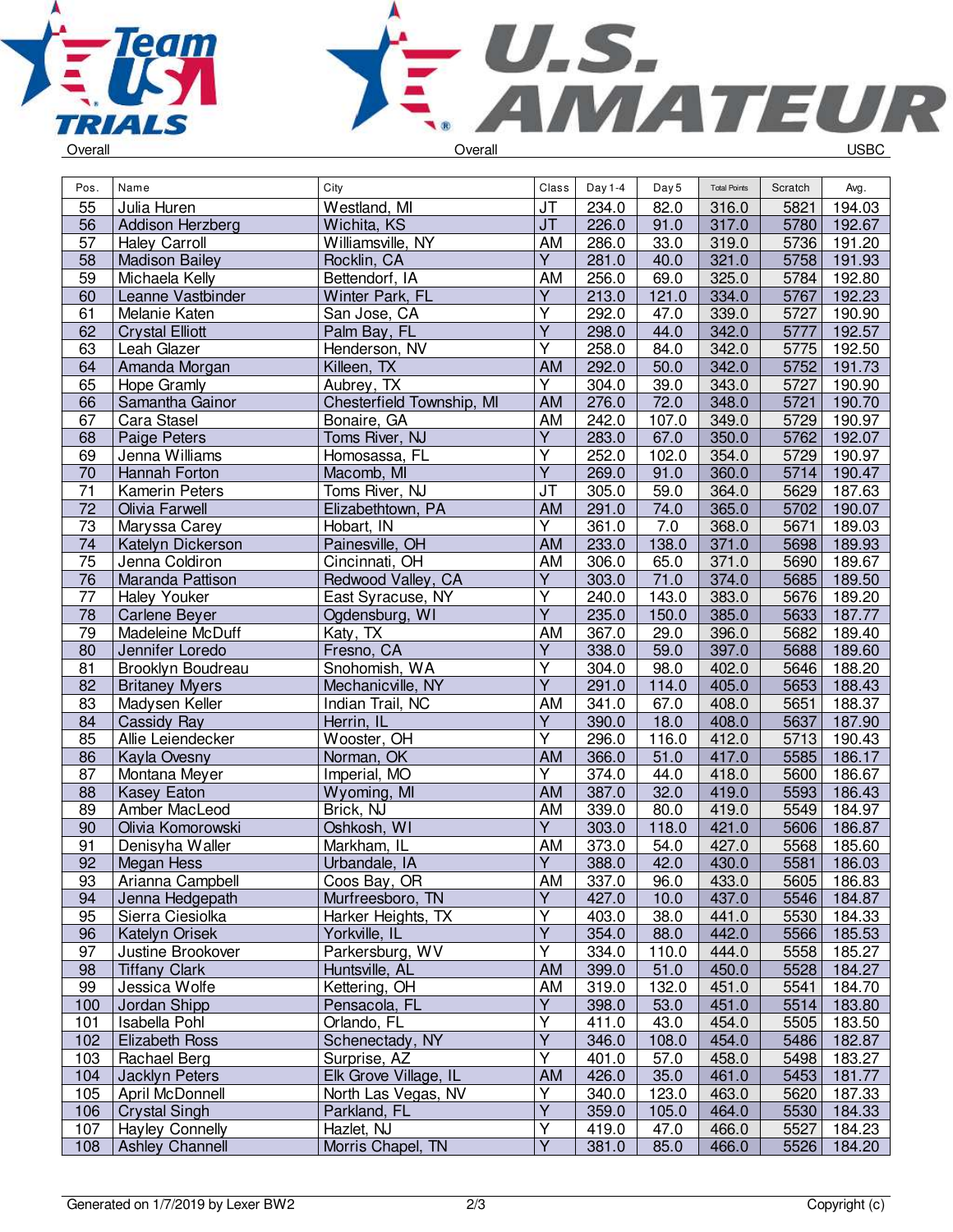Overall | Overall | USBC

| Pos. | Name | City | Class | Day 1-4 | Day 5 | Total Points | Scratch | Avg. |
|---|---|---|---|---|---|---|---|---|
| 55 | Julia Huren | Westland, MI | JT | 234.0 | 82.0 | 316.0 | 5821 | 194.03 |
| 56 | Addison Herzberg | Wichita, KS | JT | 226.0 | 91.0 | 317.0 | 5780 | 192.67 |
| 57 | Haley Carroll | Williamsville, NY | AM | 286.0 | 33.0 | 319.0 | 5736 | 191.20 |
| 58 | Madison Bailey | Rocklin, CA | Y | 281.0 | 40.0 | 321.0 | 5758 | 191.93 |
| 59 | Michaela Kelly | Bettendorf, IA | AM | 256.0 | 69.0 | 325.0 | 5784 | 192.80 |
| 60 | Leanne Vastbinder | Winter Park, FL | Y | 213.0 | 121.0 | 334.0 | 5767 | 192.23 |
| 61 | Melanie Katen | San Jose, CA | Y | 292.0 | 47.0 | 339.0 | 5727 | 190.90 |
| 62 | Crystal Elliott | Palm Bay, FL | Y | 298.0 | 44.0 | 342.0 | 5777 | 192.57 |
| 63 | Leah Glazer | Henderson, NV | Y | 258.0 | 84.0 | 342.0 | 5775 | 192.50 |
| 64 | Amanda Morgan | Killeen, TX | AM | 292.0 | 50.0 | 342.0 | 5752 | 191.73 |
| 65 | Hope Gramly | Aubrey, TX | Y | 304.0 | 39.0 | 343.0 | 5727 | 190.90 |
| 66 | Samantha Gainor | Chesterfield Township, MI | AM | 276.0 | 72.0 | 348.0 | 5721 | 190.70 |
| 67 | Cara Stasel | Bonaire, GA | AM | 242.0 | 107.0 | 349.0 | 5729 | 190.97 |
| 68 | Paige Peters | Toms River, NJ | Y | 283.0 | 67.0 | 350.0 | 5762 | 192.07 |
| 69 | Jenna Williams | Homosassa, FL | Y | 252.0 | 102.0 | 354.0 | 5729 | 190.97 |
| 70 | Hannah Forton | Macomb, MI | Y | 269.0 | 91.0 | 360.0 | 5714 | 190.47 |
| 71 | Kamerin Peters | Toms River, NJ | JT | 305.0 | 59.0 | 364.0 | 5629 | 187.63 |
| 72 | Olivia Farwell | Elizabethtown, PA | AM | 291.0 | 74.0 | 365.0 | 5702 | 190.07 |
| 73 | Maryssa Carey | Hobart, IN | Y | 361.0 | 7.0 | 368.0 | 5671 | 189.03 |
| 74 | Katelyn Dickerson | Painesville, OH | AM | 233.0 | 138.0 | 371.0 | 5698 | 189.93 |
| 75 | Jenna Coldiron | Cincinnati, OH | AM | 306.0 | 65.0 | 371.0 | 5690 | 189.67 |
| 76 | Maranda Pattison | Redwood Valley, CA | Y | 303.0 | 71.0 | 374.0 | 5685 | 189.50 |
| 77 | Haley Youker | East Syracuse, NY | Y | 240.0 | 143.0 | 383.0 | 5676 | 189.20 |
| 78 | Carlene Beyer | Ogdensburg, WI | Y | 235.0 | 150.0 | 385.0 | 5633 | 187.77 |
| 79 | Madeleine McDuff | Katy, TX | AM | 367.0 | 29.0 | 396.0 | 5682 | 189.40 |
| 80 | Jennifer Loredo | Fresno, CA | Y | 338.0 | 59.0 | 397.0 | 5688 | 189.60 |
| 81 | Brooklyn Boudreau | Snohomish, WA | Y | 304.0 | 98.0 | 402.0 | 5646 | 188.20 |
| 82 | Britaney Myers | Mechanicville, NY | Y | 291.0 | 114.0 | 405.0 | 5653 | 188.43 |
| 83 | Madysen Keller | Indian Trail, NC | AM | 341.0 | 67.0 | 408.0 | 5651 | 188.37 |
| 84 | Cassidy Ray | Herrin, IL | Y | 390.0 | 18.0 | 408.0 | 5637 | 187.90 |
| 85 | Allie Leiendecker | Wooster, OH | Y | 296.0 | 116.0 | 412.0 | 5713 | 190.43 |
| 86 | Kayla Ovesny | Norman, OK | AM | 366.0 | 51.0 | 417.0 | 5585 | 186.17 |
| 87 | Montana Meyer | Imperial, MO | Y | 374.0 | 44.0 | 418.0 | 5600 | 186.67 |
| 88 | Kasey Eaton | Wyoming, MI | AM | 387.0 | 32.0 | 419.0 | 5593 | 186.43 |
| 89 | Amber MacLeod | Brick, NJ | AM | 339.0 | 80.0 | 419.0 | 5549 | 184.97 |
| 90 | Olivia Komorowski | Oshkosh, WI | Y | 303.0 | 118.0 | 421.0 | 5606 | 186.87 |
| 91 | Denisyha Waller | Markham, IL | AM | 373.0 | 54.0 | 427.0 | 5568 | 185.60 |
| 92 | Megan Hess | Urbandale, IA | Y | 388.0 | 42.0 | 430.0 | 5581 | 186.03 |
| 93 | Arianna Campbell | Coos Bay, OR | AM | 337.0 | 96.0 | 433.0 | 5605 | 186.83 |
| 94 | Jenna Hedgepath | Murfreesboro, TN | Y | 427.0 | 10.0 | 437.0 | 5546 | 184.87 |
| 95 | Sierra Ciesiolka | Harker Heights, TX | Y | 403.0 | 38.0 | 441.0 | 5530 | 184.33 |
| 96 | Katelyn Orisek | Yorkville, IL | Y | 354.0 | 88.0 | 442.0 | 5566 | 185.53 |
| 97 | Justine Brookover | Parkersburg, WV | Y | 334.0 | 110.0 | 444.0 | 5558 | 185.27 |
| 98 | Tiffany Clark | Huntsville, AL | AM | 399.0 | 51.0 | 450.0 | 5528 | 184.27 |
| 99 | Jessica Wolfe | Kettering, OH | AM | 319.0 | 132.0 | 451.0 | 5541 | 184.70 |
| 100 | Jordan Shipp | Pensacola, FL | Y | 398.0 | 53.0 | 451.0 | 5514 | 183.80 |
| 101 | Isabella Pohl | Orlando, FL | Y | 411.0 | 43.0 | 454.0 | 5505 | 183.50 |
| 102 | Elizabeth Ross | Schenectady, NY | Y | 346.0 | 108.0 | 454.0 | 5486 | 182.87 |
| 103 | Rachael Berg | Surprise, AZ | Y | 401.0 | 57.0 | 458.0 | 5498 | 183.27 |
| 104 | Jacklyn Peters | Elk Grove Village, IL | AM | 426.0 | 35.0 | 461.0 | 5453 | 181.77 |
| 105 | April McDonnell | North Las Vegas, NV | Y | 340.0 | 123.0 | 463.0 | 5620 | 187.33 |
| 106 | Crystal Singh | Parkland, FL | Y | 359.0 | 105.0 | 464.0 | 5530 | 184.33 |
| 107 | Hayley Connelly | Hazlet, NJ | Y | 419.0 | 47.0 | 466.0 | 5527 | 184.23 |
| 108 | Ashley Channell | Morris Chapel, TN | Y | 381.0 | 85.0 | 466.0 | 5526 | 184.20 |

Generated on 1/7/2019 by Lexer BW2 | Copyright (c)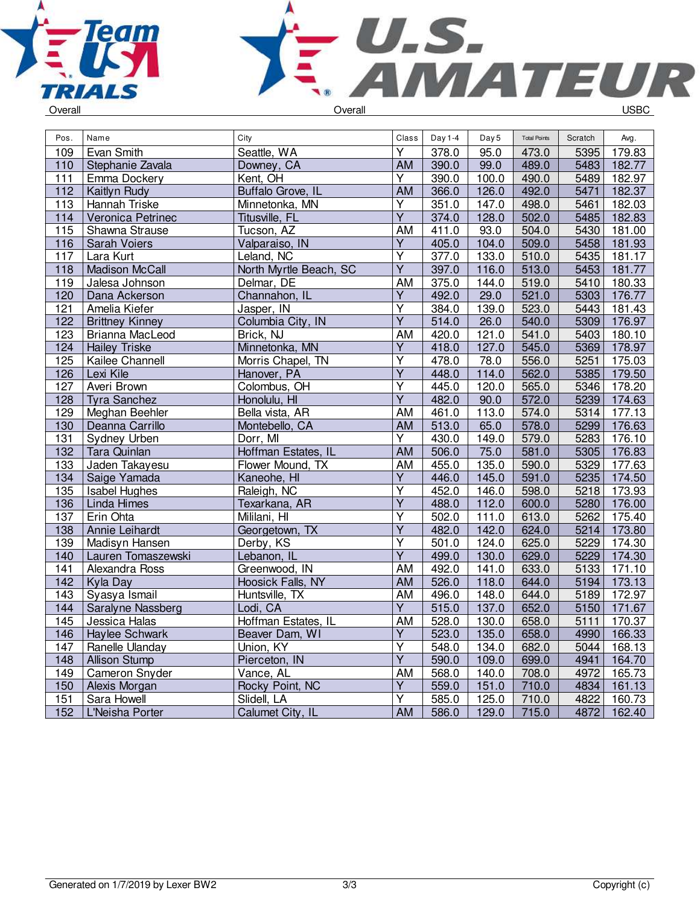Overall | Overall | USBC

| Pos. | Name | City | Class | Day 1-4 | Day 5 | Total Points | Scratch | Avg. |
|---|---|---|---|---|---|---|---|---|
| 109 | Evan Smith | Seattle, WA | Y | 378.0 | 95.0 | 473.0 | 5395 | 179.83 |
| 110 | Stephanie Zavala | Downey, CA | AM | 390.0 | 99.0 | 489.0 | 5483 | 182.77 |
| 111 | Emma Dockery | Kent, OH | Y | 390.0 | 100.0 | 490.0 | 5489 | 182.97 |
| 112 | Kaitlyn Rudy | Buffalo Grove, IL | AM | 366.0 | 126.0 | 492.0 | 5471 | 182.37 |
| 113 | Hannah Triske | Minnetonka, MN | Y | 351.0 | 147.0 | 498.0 | 5461 | 182.03 |
| 114 | Veronica Petrinec | Titusville, FL | Y | 374.0 | 128.0 | 502.0 | 5485 | 182.83 |
| 115 | Shawna Strause | Tucson, AZ | AM | 411.0 | 93.0 | 504.0 | 5430 | 181.00 |
| 116 | Sarah Voiers | Valparaiso, IN | Y | 405.0 | 104.0 | 509.0 | 5458 | 181.93 |
| 117 | Lara Kurt | Leland, NC | Y | 377.0 | 133.0 | 510.0 | 5435 | 181.17 |
| 118 | Madison McCall | North Myrtle Beach, SC | Y | 397.0 | 116.0 | 513.0 | 5453 | 181.77 |
| 119 | Jalesa Johnson | Delmar, DE | AM | 375.0 | 144.0 | 519.0 | 5410 | 180.33 |
| 120 | Dana Ackerson | Channahon, IL | Y | 492.0 | 29.0 | 521.0 | 5303 | 176.77 |
| 121 | Amelia Kiefer | Jasper, IN | Y | 384.0 | 139.0 | 523.0 | 5443 | 181.43 |
| 122 | Brittney Kinney | Columbia City, IN | Y | 514.0 | 26.0 | 540.0 | 5309 | 176.97 |
| 123 | Brianna MacLeod | Brick, NJ | AM | 420.0 | 121.0 | 541.0 | 5403 | 180.10 |
| 124 | Hailey Triske | Minnetonka, MN | Y | 418.0 | 127.0 | 545.0 | 5369 | 178.97 |
| 125 | Kailee Channell | Morris Chapel, TN | Y | 478.0 | 78.0 | 556.0 | 5251 | 175.03 |
| 126 | Lexi Kile | Hanover, PA | Y | 448.0 | 114.0 | 562.0 | 5385 | 179.50 |
| 127 | Averi Brown | Colombus, OH | Y | 445.0 | 120.0 | 565.0 | 5346 | 178.20 |
| 128 | Tyra Sanchez | Honolulu, HI | Y | 482.0 | 90.0 | 572.0 | 5239 | 174.63 |
| 129 | Meghan Beehler | Bella vista, AR | AM | 461.0 | 113.0 | 574.0 | 5314 | 177.13 |
| 130 | Deanna Carrillo | Montebello, CA | AM | 513.0 | 65.0 | 578.0 | 5299 | 176.63 |
| 131 | Sydney Urben | Dorr, MI | Y | 430.0 | 149.0 | 579.0 | 5283 | 176.10 |
| 132 | Tara Quinlan | Hoffman Estates, IL | AM | 506.0 | 75.0 | 581.0 | 5305 | 176.83 |
| 133 | Jaden Takayesu | Flower Mound, TX | AM | 455.0 | 135.0 | 590.0 | 5329 | 177.63 |
| 134 | Saige Yamada | Kaneohe, HI | Y | 446.0 | 145.0 | 591.0 | 5235 | 174.50 |
| 135 | Isabel Hughes | Raleigh, NC | Y | 452.0 | 146.0 | 598.0 | 5218 | 173.93 |
| 136 | Linda Himes | Texarkana, AR | Y | 488.0 | 112.0 | 600.0 | 5280 | 176.00 |
| 137 | Erin Ohta | Mililani, HI | Y | 502.0 | 111.0 | 613.0 | 5262 | 175.40 |
| 138 | Annie Leihardt | Georgetown, TX | Y | 482.0 | 142.0 | 624.0 | 5214 | 173.80 |
| 139 | Madisyn Hansen | Derby, KS | Y | 501.0 | 124.0 | 625.0 | 5229 | 174.30 |
| 140 | Lauren Tomaszewski | Lebanon, IL | Y | 499.0 | 130.0 | 629.0 | 5229 | 174.30 |
| 141 | Alexandra Ross | Greenwood, IN | AM | 492.0 | 141.0 | 633.0 | 5133 | 171.10 |
| 142 | Kyla Day | Hoosick Falls, NY | AM | 526.0 | 118.0 | 644.0 | 5194 | 173.13 |
| 143 | Syasya Ismail | Huntsville, TX | AM | 496.0 | 148.0 | 644.0 | 5189 | 172.97 |
| 144 | Saralyne Nassberg | Lodi, CA | Y | 515.0 | 137.0 | 652.0 | 5150 | 171.67 |
| 145 | Jessica Halas | Hoffman Estates, IL | AM | 528.0 | 130.0 | 658.0 | 5111 | 170.37 |
| 146 | Haylee Schwark | Beaver Dam, WI | Y | 523.0 | 135.0 | 658.0 | 4990 | 166.33 |
| 147 | Ranelle Ulanday | Union, KY | Y | 548.0 | 134.0 | 682.0 | 5044 | 168.13 |
| 148 | Allison Stump | Pierceton, IN | Y | 590.0 | 109.0 | 699.0 | 4941 | 164.70 |
| 149 | Cameron Snyder | Vance, AL | AM | 568.0 | 140.0 | 708.0 | 4972 | 165.73 |
| 150 | Alexis Morgan | Rocky Point, NC | Y | 559.0 | 151.0 | 710.0 | 4834 | 161.13 |
| 151 | Sara Howell | Slidell, LA | Y | 585.0 | 125.0 | 710.0 | 4822 | 160.73 |
| 152 | L'Neisha Porter | Calumet City, IL | AM | 586.0 | 129.0 | 715.0 | 4872 | 162.40 |

Generated on 1/7/2019 by Lexer BW2 | Copyright (c)